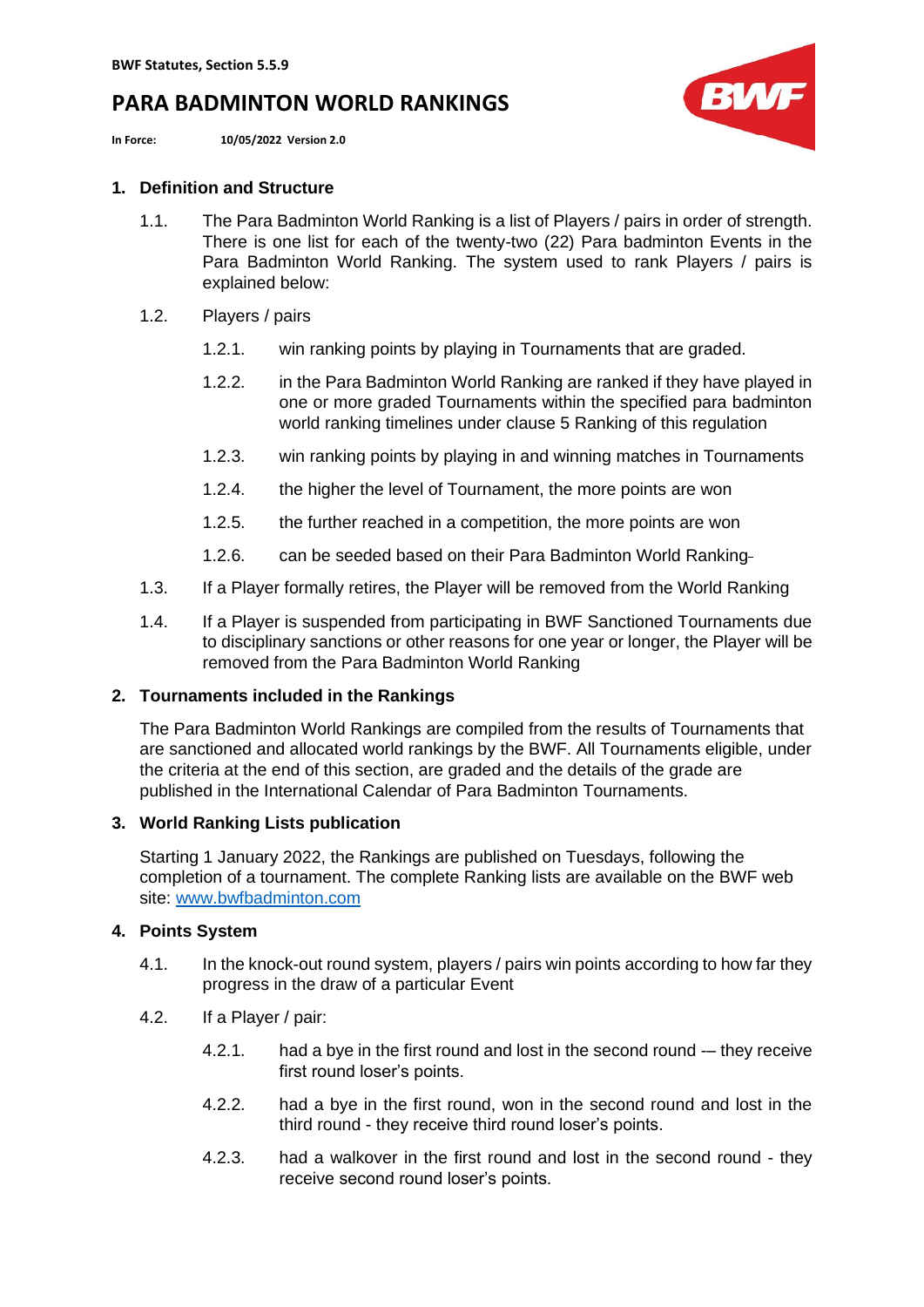BWF Statutes, Section 5.5.9

# PARA BADMINTON WORLD RANKINGS

**In Force:** 10/05/2022 Version 2.0

## 1. Definition and Structure

1.1. The Para Badminton World Ranking is a list of Players / pairs in order of strength. There is one list for each of the twenty-two (22) Para badminton Events in the Para Badminton World Ranking. The system used to rank Players / pairs is explained below:

1.2. Players / pairs

1.2.1. win ranking points by playing in Tournaments that are graded.

1.2.2. in the Para Badminton World Ranking are ranked if they have played in one or more graded Tournaments within the specified para badminton world ranking timelines under clause 5 Ranking of this regulation

1.2.3. win ranking points by playing in and winning matches in Tournaments

1.2.4. the higher the level of Tournament, the more points are won

1.2.5. the further reached in a competition, the more points are won

1.2.6. can be seeded based on their Para Badminton World Ranking

1.3. If a Player formally retires, the Player will be removed from the World Ranking

1.4. If a Player is suspended from participating in BWF Sanctioned Tournaments due to disciplinary sanctions or other reasons for one year or longer, the Player will be removed from the Para Badminton World Ranking

## 2. Tournaments included in the Rankings

The Para Badminton World Rankings are compiled from the results of Tournaments that are sanctioned and allocated world rankings by the BWF. All Tournaments eligible, under the criteria at the end of this section, are graded and the details of the grade are published in the International Calendar of Para Badminton Tournaments.

## 3. World Ranking Lists publication

Starting 1 January 2022, the Rankings are published on Tuesdays, following the completion of a tournament. The complete Ranking lists are available on the BWF web site: [www.bwfbadminton.com](http://www.bwfbadminton.com)

## 4. Points System

4.1. In the knock-out round system, players / pairs win points according to how far they progress in the draw of a particular Event

4.2. If a Player / pair:

4.2.1. had a bye in the first round and lost in the second round –- they receive first round loser's points.

4.2.2. had a bye in the first round, won in the second round and lost in the third round - they receive third round loser's points.

4.2.3. had a walkover in the first round and lost in the second round - they receive second round loser's points.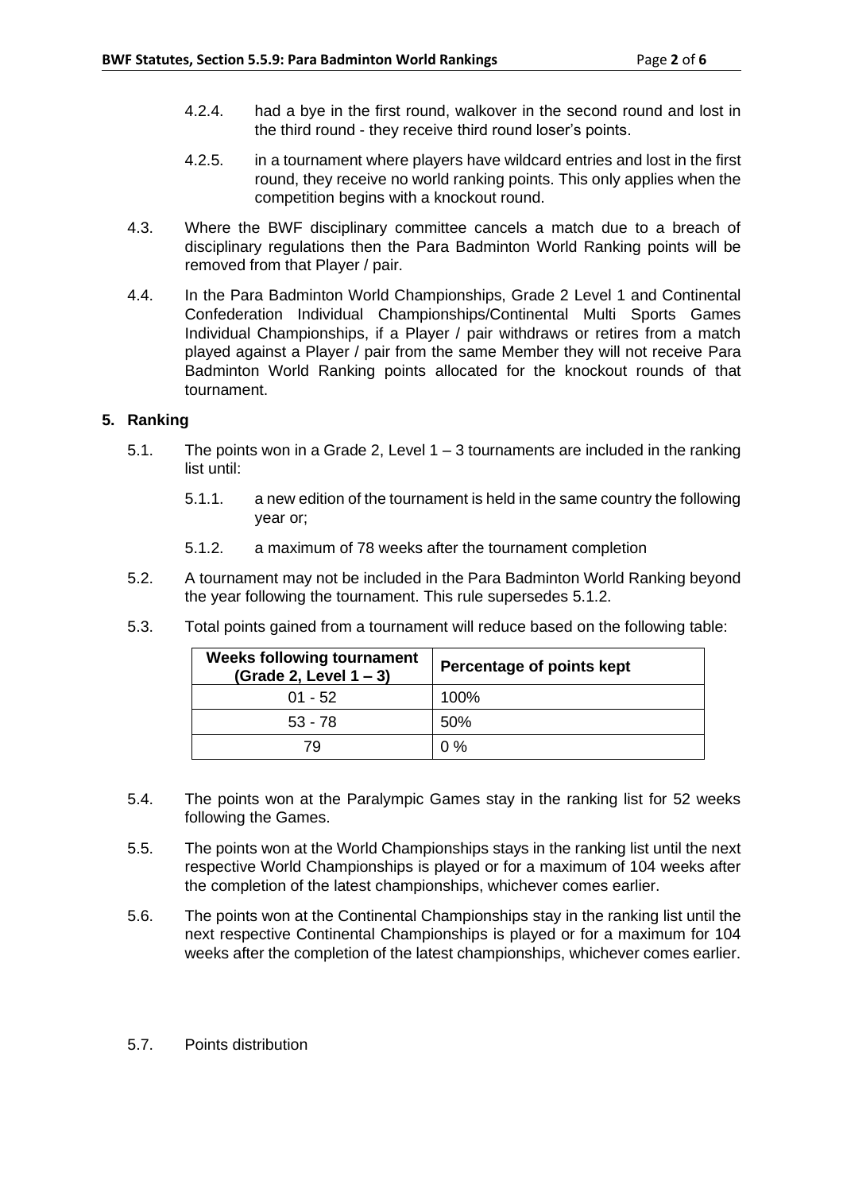4.2.4. had a bye in the first round, walkover in the second round and lost in the third round - they receive third round loser's points.

4.2.5. in a tournament where players have wildcard entries and lost in the first round, they receive no world ranking points. This only applies when the competition begins with a knockout round.

4.3. Where the BWF disciplinary committee cancels a match due to a breach of disciplinary regulations then the Para Badminton World Ranking points will be removed from that Player / pair.

4.4. In the Para Badminton World Championships, Grade 2 Level 1 and Continental Confederation Individual Championships/Continental Multi Sports Games Individual Championships, if a Player / pair withdraws or retires from a match played against a Player / pair from the same Member they will not receive Para Badminton World Ranking points allocated for the knockout rounds of that tournament.

**5. Ranking**

5.1. The points won in a Grade 2, Level 1 – 3 tournaments are included in the ranking list until:

5.1.1. a new edition of the tournament is held in the same country the following year or;

5.1.2. a maximum of 78 weeks after the tournament completion

5.2. A tournament may not be included in the Para Badminton World Ranking beyond the year following the tournament. This rule supersedes 5.1.2.

5.3. Total points gained from a tournament will reduce based on the following table:

| Weeks following tournament (Grade 2, Level 1 – 3) | Percentage of points kept |
|---|---|
| 01 - 52 | 100% |
| 53 - 78 | 50% |
| 79 | 0 % |

5.4. The points won at the Paralympic Games stay in the ranking list for 52 weeks following the Games.

5.5. The points won at the World Championships stays in the ranking list until the next respective World Championships is played or for a maximum of 104 weeks after the completion of the latest championships, whichever comes earlier.

5.6. The points won at the Continental Championships stay in the ranking list until the next respective Continental Championships is played or for a maximum for 104 weeks after the completion of the latest championships, whichever comes earlier.

5.7. Points distribution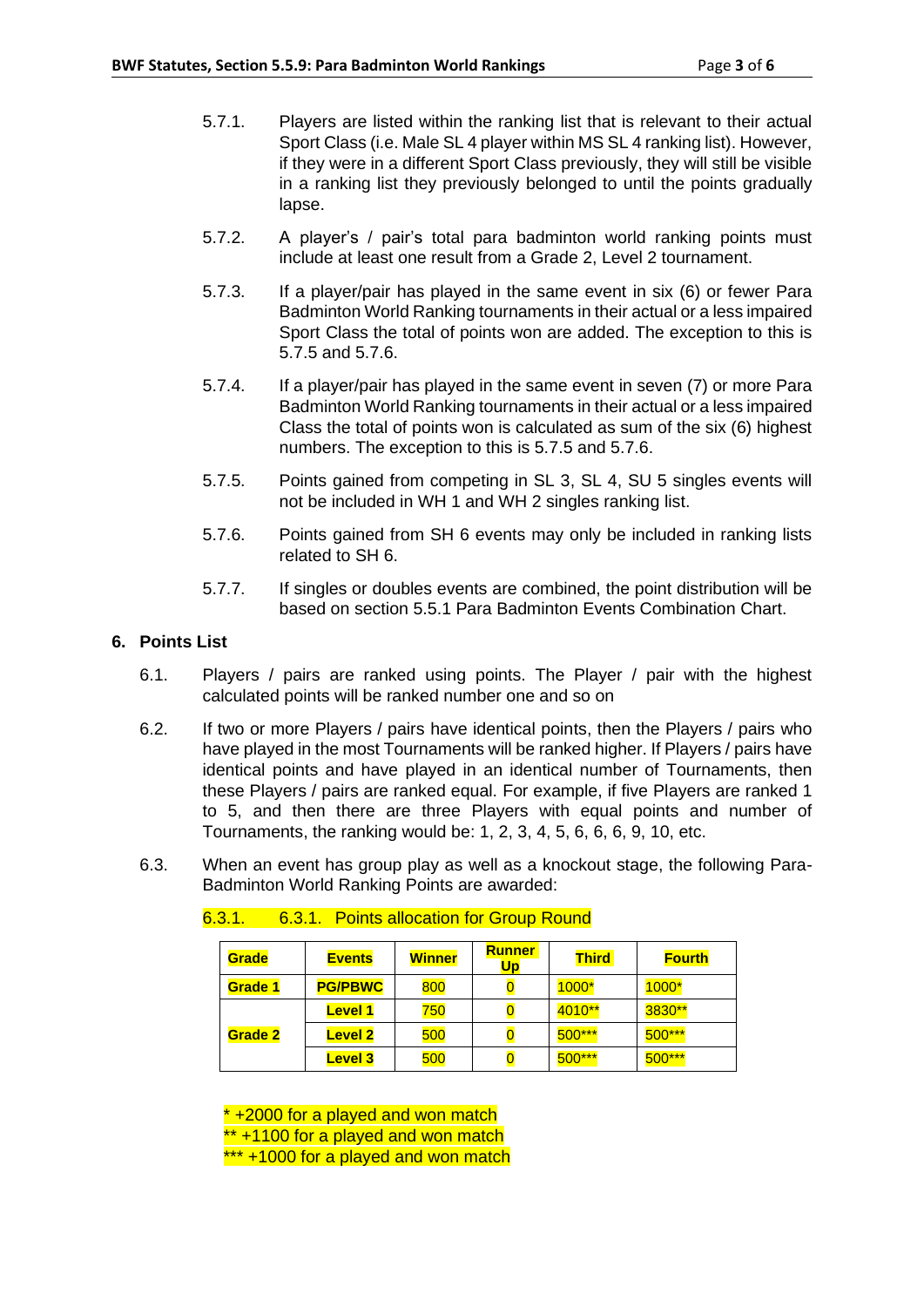5.7.1. Players are listed within the ranking list that is relevant to their actual Sport Class (i.e. Male SL 4 player within MS SL 4 ranking list). However, if they were in a different Sport Class previously, they will still be visible in a ranking list they previously belonged to until the points gradually lapse.

5.7.2. A player's / pair's total para badminton world ranking points must include at least one result from a Grade 2, Level 2 tournament.

5.7.3. If a player/pair has played in the same event in six (6) or fewer Para Badminton World Ranking tournaments in their actual or a less impaired Sport Class the total of points won are added. The exception to this is 5.7.5 and 5.7.6.

5.7.4. If a player/pair has played in the same event in seven (7) or more Para Badminton World Ranking tournaments in their actual or a less impaired Class the total of points won is calculated as sum of the six (6) highest numbers. The exception to this is 5.7.5 and 5.7.6.

5.7.5. Points gained from competing in SL 3, SL 4, SU 5 singles events will not be included in WH 1 and WH 2 singles ranking list.

5.7.6. Points gained from SH 6 events may only be included in ranking lists related to SH 6.

5.7.7. If singles or doubles events are combined, the point distribution will be based on section 5.5.1 Para Badminton Events Combination Chart.

## 6. Points List

6.1. Players / pairs are ranked using points. The Player / pair with the highest calculated points will be ranked number one and so on

6.2. If two or more Players / pairs have identical points, then the Players / pairs who have played in the most Tournaments will be ranked higher. If Players / pairs have identical points and have played in an identical number of Tournaments, then these Players / pairs are ranked equal. For example, if five Players are ranked 1 to 5, and then there are three Players with equal points and number of Tournaments, the ranking would be: 1, 2, 3, 4, 5, 6, 6, 6, 9, 10, etc.

6.3. When an event has group play as well as a knockout stage, the following Para-Badminton World Ranking Points are awarded:

6.3.1. 6.3.1. Points allocation for Group Round

| Grade | Events | Winner | Runner Up | Third | Fourth |
|---|---|---|---|---|---|
| Grade 1 | PG/PBWC | 800 | 0 | 1000* | 1000* |
| Grade 2 | Level 1 | 750 | 0 | 4010** | 3830** |
| | Level 2 | 500 | 0 | 500*** | 500*** |
| | Level 3 | 500 | 0 | 500*** | 500*** |

\* +2000 for a played and won match
** +1100 for a played and won match
*** +1000 for a played and won match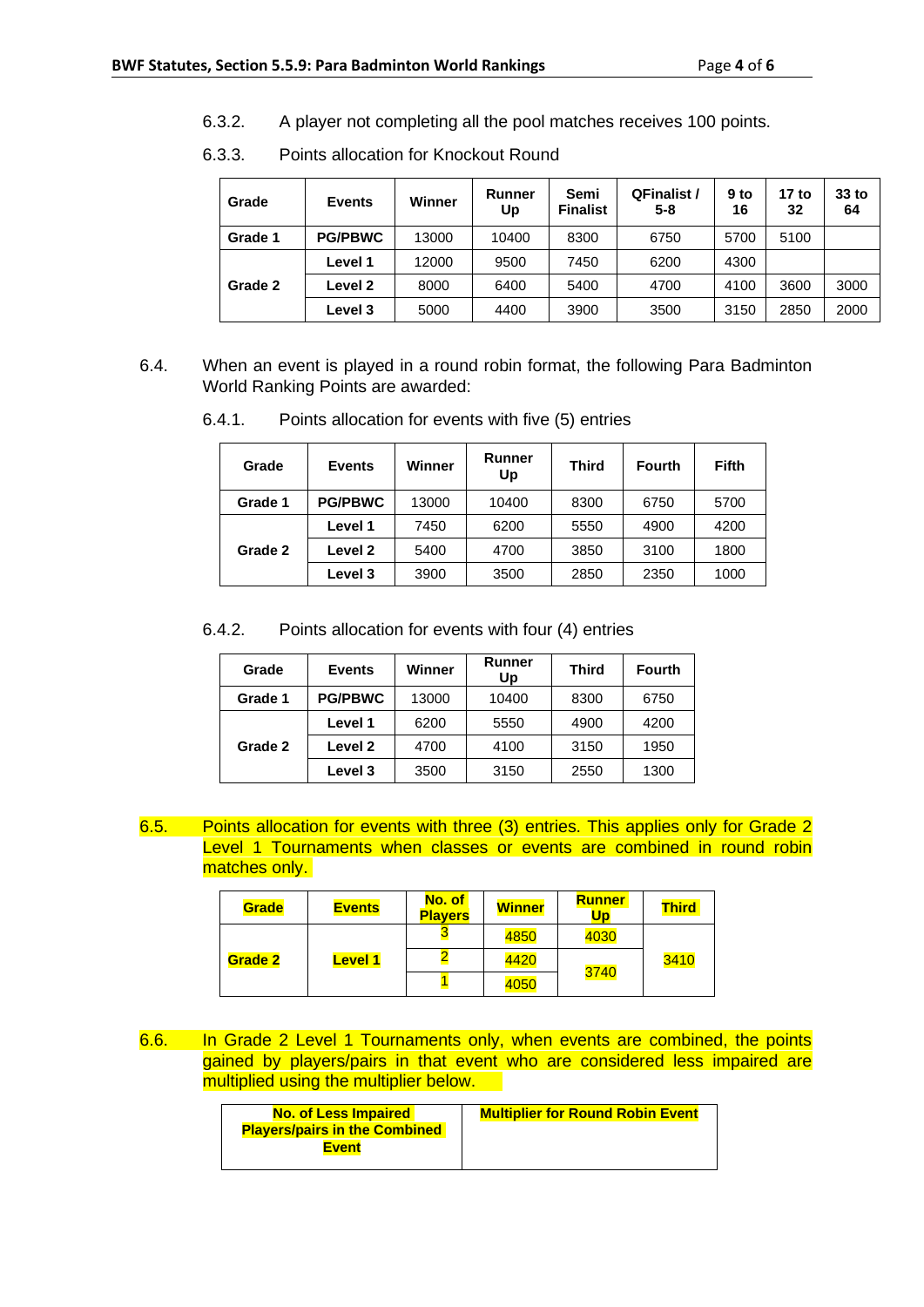6.3.2. A player not completing all the pool matches receives 100 points.

6.3.3. Points allocation for Knockout Round

| Grade | Events | Winner | Runner Up | Semi Finalist | QFinalist / 5-8 | 9 to 16 | 17 to 32 | 33 to 64 |
|---|---|---|---|---|---|---|---|---|
| Grade 1 | PG/PBWC | 13000 | 10400 | 8300 | 6750 | 5700 | 5100 | |
| Grade 2 | Level 1 | 12000 | 9500 | 7450 | 6200 | 4300 | | |
| | Level 2 | 8000 | 6400 | 5400 | 4700 | 4100 | 3600 | 3000 |
| | Level 3 | 5000 | 4400 | 3900 | 3500 | 3150 | 2850 | 2000 |

6.4. When an event is played in a round robin format, the following Para Badminton World Ranking Points are awarded:

6.4.1. Points allocation for events with five (5) entries

| Grade | Events | Winner | Runner Up | Third | Fourth | Fifth |
|---|---|---|---|---|---|---|
| Grade 1 | PG/PBWC | 13000 | 10400 | 8300 | 6750 | 5700 |
| Grade 2 | Level 1 | 7450 | 6200 | 5550 | 4900 | 4200 |
| | Level 2 | 5400 | 4700 | 3850 | 3100 | 1800 |
| | Level 3 | 3900 | 3500 | 2850 | 2350 | 1000 |

6.4.2. Points allocation for events with four (4) entries

| Grade | Events | Winner | Runner Up | Third | Fourth |
|---|---|---|---|---|---|
| Grade 1 | PG/PBWC | 13000 | 10400 | 8300 | 6750 |
| Grade 2 | Level 1 | 6200 | 5550 | 4900 | 4200 |
| | Level 2 | 4700 | 4100 | 3150 | 1950 |
| | Level 3 | 3500 | 3150 | 2550 | 1300 |

6.5. Points allocation for events with three (3) entries. This applies only for Grade 2 Level 1 Tournaments when classes or events are combined in round robin matches only.

| Grade | Events | No. of Players | Winner | Runner Up | Third |
|---|---|---|---|---|---|
| Grade 2 | Level 1 | 3 | 4850 | 4030 | 3410 |
| | | 2 | 4420 | 3740 | |
| | | 1 | 4050 | | |

6.6. In Grade 2 Level 1 Tournaments only, when events are combined, the points gained by players/pairs in that event who are considered less impaired are multiplied using the multiplier below.

| No. of Less Impaired Players/pairs in the Combined Event | Multiplier for Round Robin Event |
|---|---|
| | |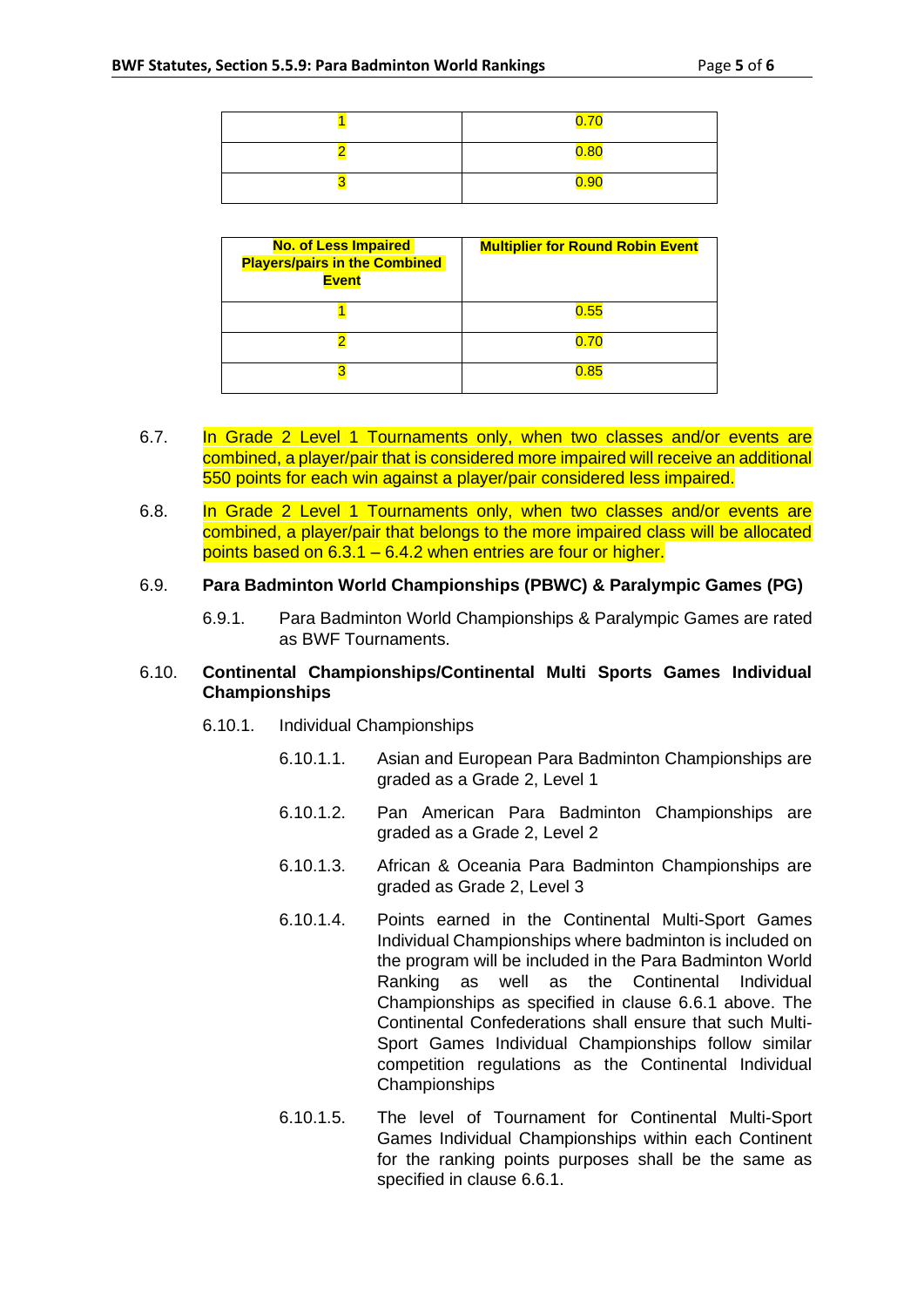| | |
|---|---|
| 1 | 0.70 |
| 2 | 0.80 |
| 3 | 0.90 |

| No. of Less Impaired Players/pairs in the Combined Event | Multiplier for Round Robin Event |
|---|---|
| 1 | 0.55 |
| 2 | 0.70 |
| 3 | 0.85 |

6.7. In Grade 2 Level 1 Tournaments only, when two classes and/or events are combined, a player/pair that is considered more impaired will receive an additional 550 points for each win against a player/pair considered less impaired.

6.8. In Grade 2 Level 1 Tournaments only, when two classes and/or events are combined, a player/pair that belongs to the more impaired class will be allocated points based on 6.3.1 – 6.4.2 when entries are four or higher.

6.9. **Para Badminton World Championships (PBWC) & Paralympic Games (PG)**

6.9.1. Para Badminton World Championships & Paralympic Games are rated as BWF Tournaments.

6.10. **Continental Championships/Continental Multi Sports Games Individual Championships**

6.10.1. Individual Championships

6.10.1.1. Asian and European Para Badminton Championships are graded as a Grade 2, Level 1

6.10.1.2. Pan American Para Badminton Championships are graded as a Grade 2, Level 2

6.10.1.3. African & Oceania Para Badminton Championships are graded as Grade 2, Level 3

6.10.1.4. Points earned in the Continental Multi-Sport Games Individual Championships where badminton is included on the program will be included in the Para Badminton World Ranking as well as the Continental Individual Championships as specified in clause 6.6.1 above. The Continental Confederations shall ensure that such Multi-Sport Games Individual Championships follow similar competition regulations as the Continental Individual Championships

6.10.1.5. The level of Tournament for Continental Multi-Sport Games Individual Championships within each Continent for the ranking points purposes shall be the same as specified in clause 6.6.1.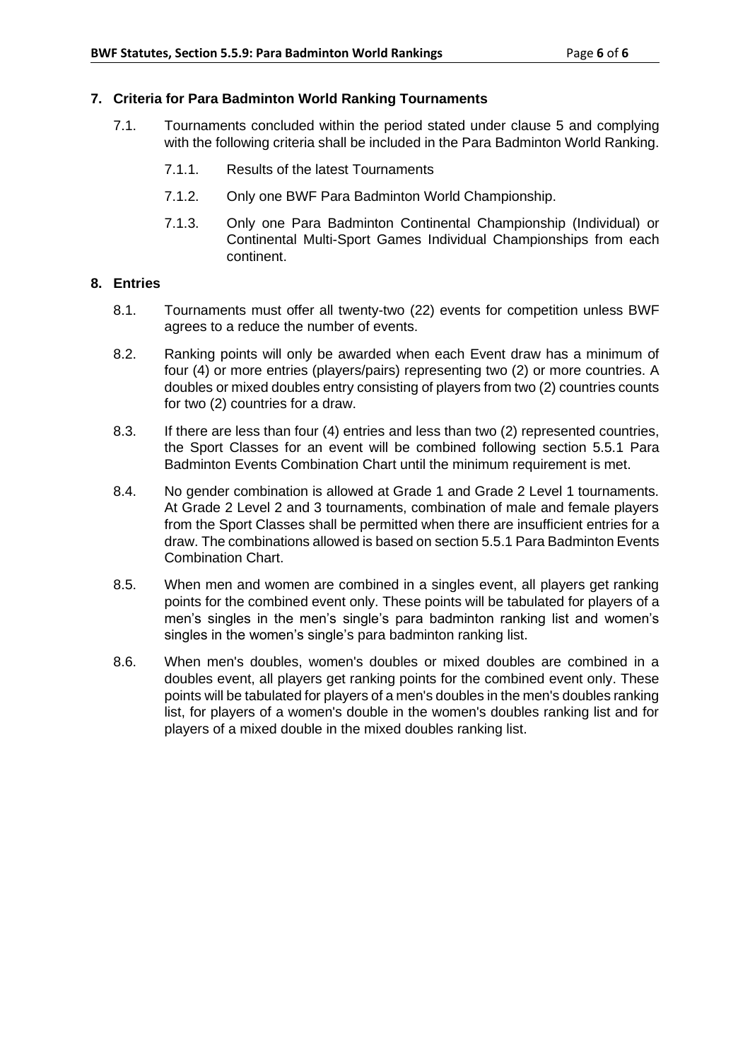## 7. Criteria for Para Badminton World Ranking Tournaments

7.1. Tournaments concluded within the period stated under clause 5 and complying with the following criteria shall be included in the Para Badminton World Ranking.

7.1.1. Results of the latest Tournaments

7.1.2. Only one BWF Para Badminton World Championship.

7.1.3. Only one Para Badminton Continental Championship (Individual) or Continental Multi-Sport Games Individual Championships from each continent.

## 8. Entries

8.1. Tournaments must offer all twenty-two (22) events for competition unless BWF agrees to a reduce the number of events.

8.2. Ranking points will only be awarded when each Event draw has a minimum of four (4) or more entries (players/pairs) representing two (2) or more countries. A doubles or mixed doubles entry consisting of players from two (2) countries counts for two (2) countries for a draw.

8.3. If there are less than four (4) entries and less than two (2) represented countries, the Sport Classes for an event will be combined following section 5.5.1 Para Badminton Events Combination Chart until the minimum requirement is met.

8.4. No gender combination is allowed at Grade 1 and Grade 2 Level 1 tournaments. At Grade 2 Level 2 and 3 tournaments, combination of male and female players from the Sport Classes shall be permitted when there are insufficient entries for a draw. The combinations allowed is based on section 5.5.1 Para Badminton Events Combination Chart.

8.5. When men and women are combined in a singles event, all players get ranking points for the combined event only. These points will be tabulated for players of a men's singles in the men's single's para badminton ranking list and women's singles in the women's single's para badminton ranking list.

8.6. When men's doubles, women's doubles or mixed doubles are combined in a doubles event, all players get ranking points for the combined event only. These points will be tabulated for players of a men's doubles in the men's doubles ranking list, for players of a women's double in the women's doubles ranking list and for players of a mixed double in the mixed doubles ranking list.